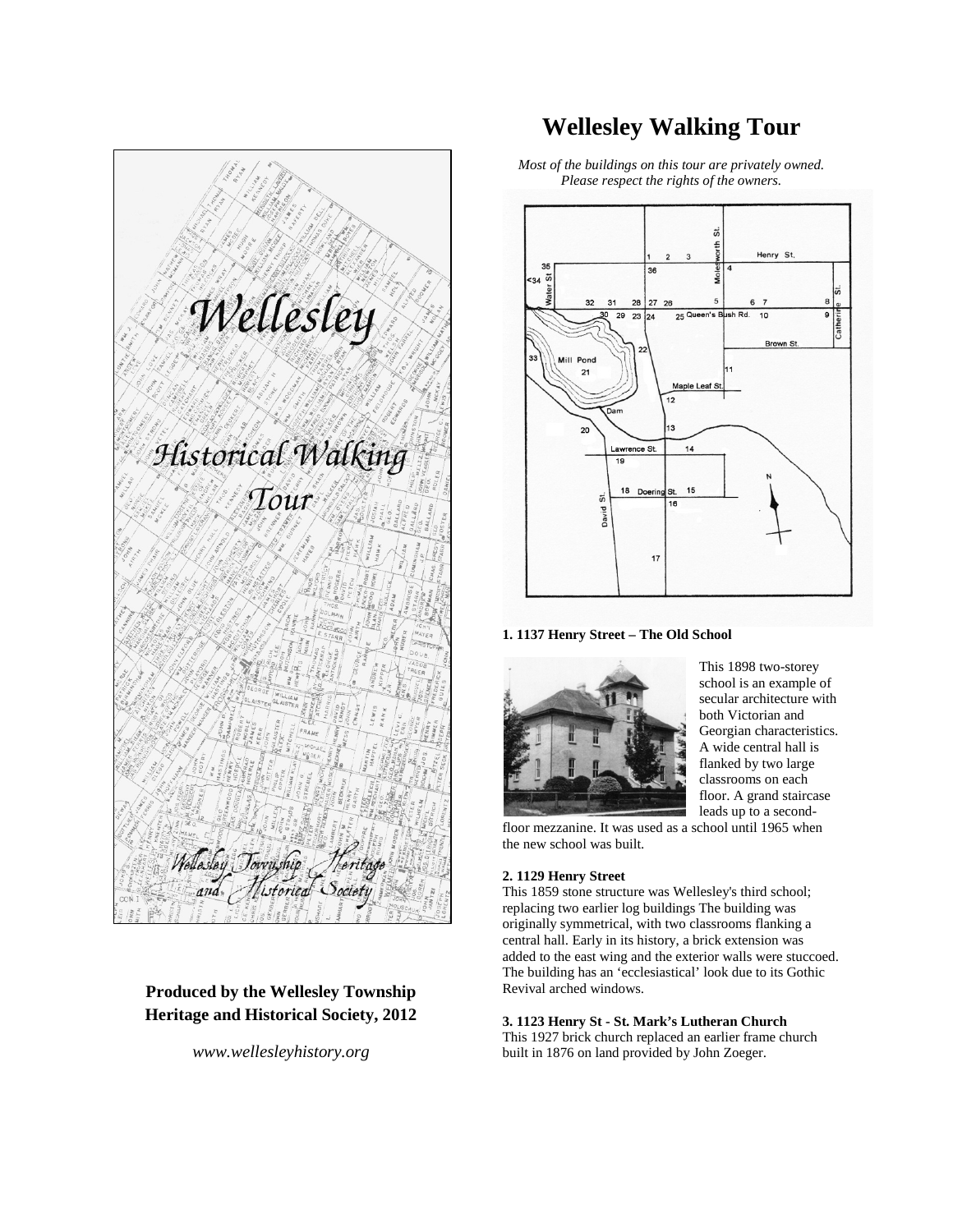# Wellesley Historical Walking Tour

Wellesley Township Heritage and Historical Society

**Produced by the Wellesley Township Heritage and Historical Society, 2012**

*www.wellesleyhistory.org*

# Wellesley Walking Tour

*Most of the buildings on this tour are privately owned. Please respect the rights of the owners.*

**1. 1137 Henry Street – The Old School**

This 1898 two-storey school is an example of secular architecture with both Victorian and Georgian characteristics. A wide central hall is flanked by two large classrooms on each floor. A grand staircase leads up to a second-floor mezzanine. It was used as a school until 1965 when the new school was built.

**2. 1129 Henry Street**

This 1859 stone structure was Wellesley's third school; replacing two earlier log buildings The building was originally symmetrical, with two classrooms flanking a central hall. Early in its history, a brick extension was added to the east wing and the exterior walls were stuccoed. The building has an 'ecclesiastical' look due to its Gothic Revival arched windows.

**3. 1123 Henry St - St. Mark's Lutheran Church**

This 1927 brick church replaced an earlier frame church built in 1876 on land provided by John Zoeger.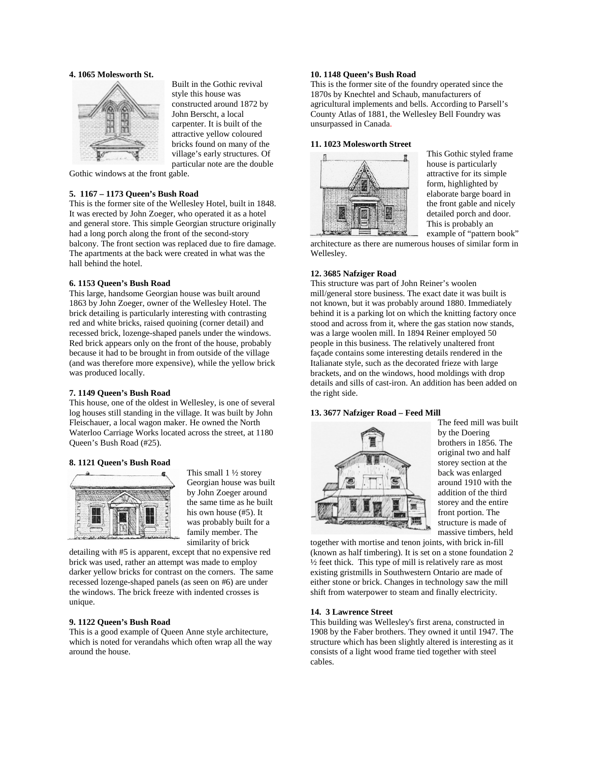**4. 1065 Molesworth St.**

Built in the Gothic revival style this house was constructed around 1872 by John Berscht, a local carpenter. It is built of the attractive yellow coloured bricks found on many of the village's early structures. Of particular note are the double Gothic windows at the front gable.

**5. 1167 – 1173 Queen's Bush Road**

This is the former site of the Wellesley Hotel, built in 1848. It was erected by John Zoeger, who operated it as a hotel and general store. This simple Georgian structure originally had a long porch along the front of the second-story balcony. The front section was replaced due to fire damage. The apartments at the back were created in what was the hall behind the hotel.

**6. 1153 Queen's Bush Road**

This large, handsome Georgian house was built around 1863 by John Zoeger, owner of the Wellesley Hotel. The brick detailing is particularly interesting with contrasting red and white bricks, raised quoining (corner detail) and recessed brick, lozenge-shaped panels under the windows. Red brick appears only on the front of the house, probably because it had to be brought in from outside of the village (and was therefore more expensive), while the yellow brick was produced locally.

**7. 1149 Queen's Bush Road**

This house, one of the oldest in Wellesley, is one of several log houses still standing in the village. It was built by John Fleischauer, a local wagon maker. He owned the North Waterloo Carriage Works located across the street, at 1180 Queen's Bush Road (#25).

**8. 1121 Queen's Bush Road**

This small 1 ½ storey Georgian house was built by John Zoeger around the same time as he built his own house (#5). It was probably built for a family member. The similarity of brick detailing with #5 is apparent, except that no expensive red brick was used, rather an attempt was made to employ darker yellow bricks for contrast on the corners. The same recessed lozenge-shaped panels (as seen on #6) are under the windows. The brick freeze with indented crosses is unique.

**9. 1122 Queen's Bush Road**

This is a good example of Queen Anne style architecture, which is noted for verandahs which often wrap all the way around the house.

**10. 1148 Queen's Bush Road**

This is the former site of the foundry operated since the 1870s by Knechtel and Schaub, manufacturers of agricultural implements and bells. According to Parsell's County Atlas of 1881, the Wellesley Bell Foundry was unsurpassed in Canada.

**11. 1023 Molesworth Street**

This Gothic styled frame house is particularly attractive for its simple form, highlighted by elaborate barge board in the front gable and nicely detailed porch and door. This is probably an example of "pattern book" architecture as there are numerous houses of similar form in Wellesley.

**12. 3685 Nafziger Road**

This structure was part of John Reiner's woolen mill/general store business. The exact date it was built is not known, but it was probably around 1880. Immediately behind it is a parking lot on which the knitting factory once stood and across from it, where the gas station now stands, was a large woolen mill. In 1894 Reiner employed 50 people in this business. The relatively unaltered front façade contains some interesting details rendered in the Italianate style, such as the decorated frieze with large brackets, and on the windows, hood moldings with drop details and sills of cast-iron. An addition has been added on the right side.

**13. 3677 Nafziger Road – Feed Mill**

The feed mill was built by the Doering brothers in 1856. The original two and half storey section at the back was enlarged around 1910 with the addition of the third storey and the entire front portion. The structure is made of massive timbers, held together with mortise and tenon joints, with brick in-fill (known as half timbering). It is set on a stone foundation 2 ½ feet thick. This type of mill is relatively rare as most existing gristmills in Southwestern Ontario are made of either stone or brick. Changes in technology saw the mill shift from waterpower to steam and finally electricity.

**14. 3 Lawrence Street**

This building was Wellesley's first arena, constructed in 1908 by the Faber brothers. They owned it until 1947. The structure which has been slightly altered is interesting as it consists of a light wood frame tied together with steel cables.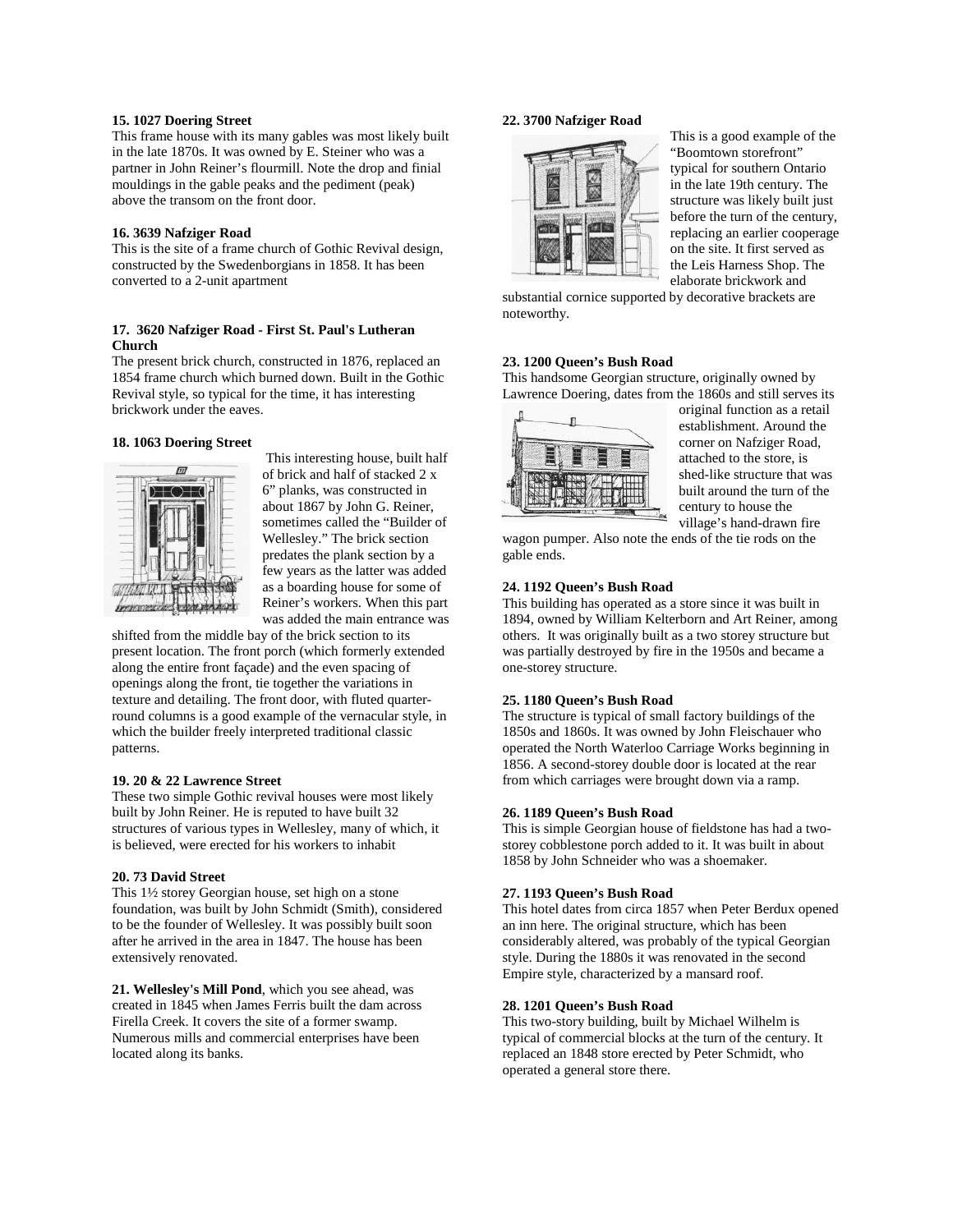**15. 1027 Doering Street**

This frame house with its many gables was most likely built in the late 1870s. It was owned by E. Steiner who was a partner in John Reiner's flourmill. Note the drop and finial mouldings in the gable peaks and the pediment (peak) above the transom on the front door.

**16. 3639 Nafziger Road**

This is the site of a frame church of Gothic Revival design, constructed by the Swedenborgians in 1858. It has been converted to a 2-unit apartment

**17. 3620 Nafziger Road - First St. Paul's Lutheran Church**

The present brick church, constructed in 1876, replaced an 1854 frame church which burned down. Built in the Gothic Revival style, so typical for the time, it has interesting brickwork under the eaves.

**18. 1063 Doering Street**

This interesting house, built half of brick and half of stacked 2 x 6" planks, was constructed in about 1867 by John G. Reiner, sometimes called the "Builder of Wellesley." The brick section predates the plank section by a few years as the latter was added as a boarding house for some of Reiner's workers. When this part was added the main entrance was shifted from the middle bay of the brick section to its present location. The front porch (which formerly extended along the entire front façade) and the even spacing of openings along the front, tie together the variations in texture and detailing. The front door, with fluted quarter-round columns is a good example of the vernacular style, in which the builder freely interpreted traditional classic patterns.

**19. 20 & 22 Lawrence Street**

These two simple Gothic revival houses were most likely built by John Reiner. He is reputed to have built 32 structures of various types in Wellesley, many of which, it is believed, were erected for his workers to inhabit

**20. 73 David Street**

This 1½ storey Georgian house, set high on a stone foundation, was built by John Schmidt (Smith), considered to be the founder of Wellesley. It was possibly built soon after he arrived in the area in 1847. The house has been extensively renovated.

**21. Wellesley's Mill Pond**, which you see ahead, was created in 1845 when James Ferris built the dam across Firella Creek. It covers the site of a former swamp. Numerous mills and commercial enterprises have been located along its banks.

**22. 3700 Nafziger Road**

This is a good example of the "Boomtown storefront" typical for southern Ontario in the late 19th century. The structure was likely built just before the turn of the century, replacing an earlier cooperage on the site. It first served as the Leis Harness Shop. The elaborate brickwork and substantial cornice supported by decorative brackets are noteworthy.

**23. 1200 Queen's Bush Road**

This handsome Georgian structure, originally owned by Lawrence Doering, dates from the 1860s and still serves its original function as a retail establishment. Around the corner on Nafziger Road, attached to the store, is shed-like structure that was built around the turn of the century to house the village's hand-drawn fire wagon pumper. Also note the ends of the tie rods on the gable ends.

**24. 1192 Queen's Bush Road**

This building has operated as a store since it was built in 1894, owned by William Kelterborn and Art Reiner, among others. It was originally built as a two storey structure but was partially destroyed by fire in the 1950s and became a one-storey structure.

**25. 1180 Queen's Bush Road**

The structure is typical of small factory buildings of the 1850s and 1860s. It was owned by John Fleischauer who operated the North Waterloo Carriage Works beginning in 1856. A second-storey double door is located at the rear from which carriages were brought down via a ramp.

**26. 1189 Queen's Bush Road**

This is simple Georgian house of fieldstone has had a two-storey cobblestone porch added to it. It was built in about 1858 by John Schneider who was a shoemaker.

**27. 1193 Queen's Bush Road**

This hotel dates from circa 1857 when Peter Berdux opened an inn here. The original structure, which has been considerably altered, was probably of the typical Georgian style. During the 1880s it was renovated in the second Empire style, characterized by a mansard roof.

**28. 1201 Queen's Bush Road**

This two-story building, built by Michael Wilhelm is typical of commercial blocks at the turn of the century. It replaced an 1848 store erected by Peter Schmidt, who operated a general store there.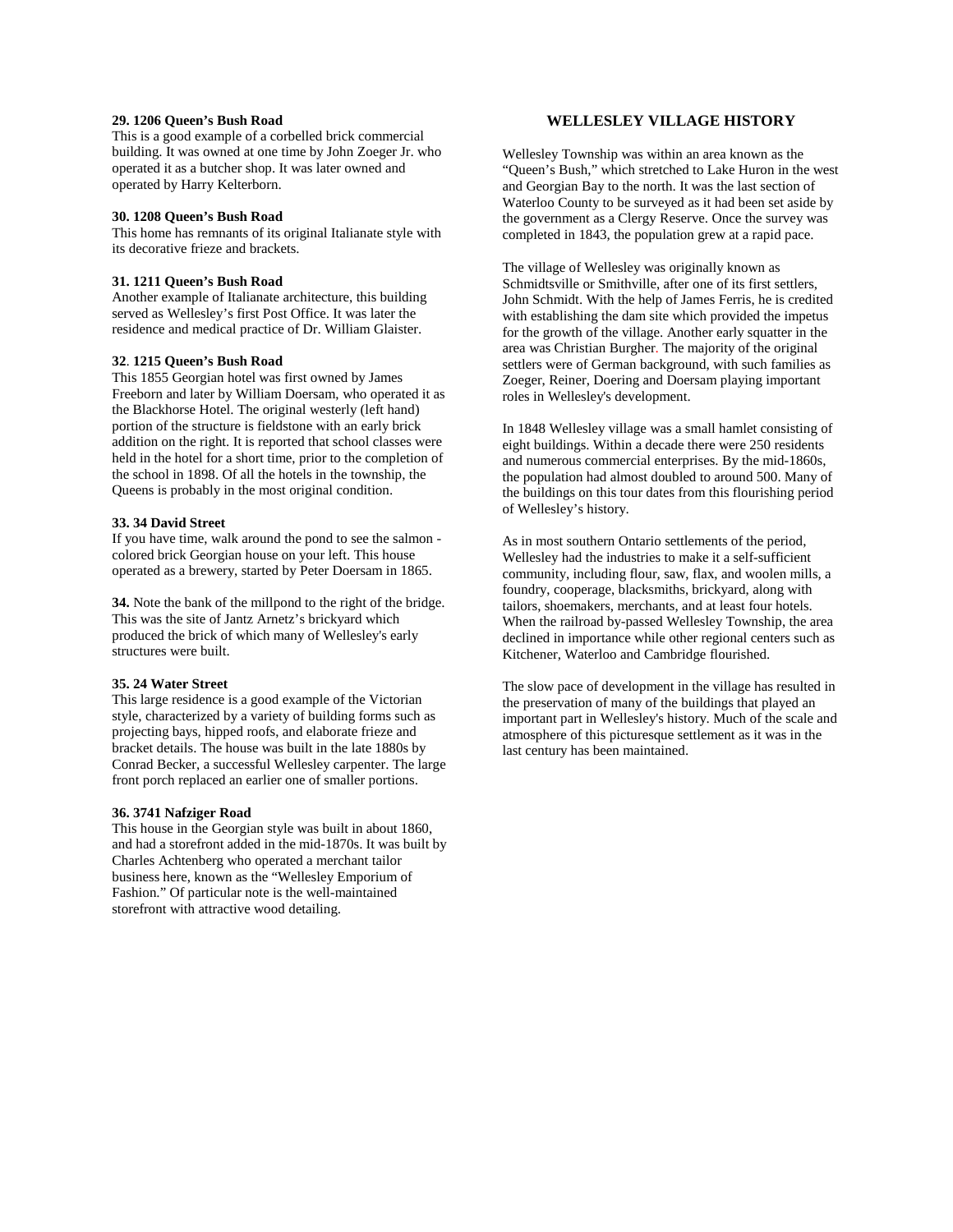**29. 1206 Queen's Bush Road**
This is a good example of a corbelled brick commercial building. It was owned at one time by John Zoeger Jr. who operated it as a butcher shop. It was later owned and operated by Harry Kelterborn.

**30. 1208 Queen's Bush Road**
This home has remnants of its original Italianate style with its decorative frieze and brackets.

**31. 1211 Queen's Bush Road**
Another example of Italianate architecture, this building served as Wellesley's first Post Office. It was later the residence and medical practice of Dr. William Glaister.

**32. 1215 Queen's Bush Road**
This 1855 Georgian hotel was first owned by James Freeborn and later by William Doersam, who operated it as the Blackhorse Hotel. The original westerly (left hand) portion of the structure is fieldstone with an early brick addition on the right. It is reported that school classes were held in the hotel for a short time, prior to the completion of the school in 1898. Of all the hotels in the township, the Queens is probably in the most original condition.

**33. 34 David Street**
If you have time, walk around the pond to see the salmon - colored brick Georgian house on your left. This house operated as a brewery, started by Peter Doersam in 1865.

**34.** Note the bank of the millpond to the right of the bridge. This was the site of Jantz Arnetz's brickyard which produced the brick of which many of Wellesley's early structures were built.

**35. 24 Water Street**
This large residence is a good example of the Victorian style, characterized by a variety of building forms such as projecting bays, hipped roofs, and elaborate frieze and bracket details. The house was built in the late 1880s by Conrad Becker, a successful Wellesley carpenter. The large front porch replaced an earlier one of smaller portions.

**36. 3741 Nafziger Road**
This house in the Georgian style was built in about 1860, and had a storefront added in the mid-1870s. It was built by Charles Achtenberg who operated a merchant tailor business here, known as the "Wellesley Emporium of Fashion." Of particular note is the well-maintained storefront with attractive wood detailing.

## WELLESLEY VILLAGE HISTORY

Wellesley Township was within an area known as the "Queen's Bush," which stretched to Lake Huron in the west and Georgian Bay to the north. It was the last section of Waterloo County to be surveyed as it had been set aside by the government as a Clergy Reserve. Once the survey was completed in 1843, the population grew at a rapid pace.

The village of Wellesley was originally known as Schmidtsville or Smithville, after one of its first settlers, John Schmidt. With the help of James Ferris, he is credited with establishing the dam site which provided the impetus for the growth of the village. Another early squatter in the area was Christian Burgher. The majority of the original settlers were of German background, with such families as Zoeger, Reiner, Doering and Doersam playing important roles in Wellesley's development.

In 1848 Wellesley village was a small hamlet consisting of eight buildings. Within a decade there were 250 residents and numerous commercial enterprises. By the mid-1860s, the population had almost doubled to around 500. Many of the buildings on this tour dates from this flourishing period of Wellesley's history.

As in most southern Ontario settlements of the period, Wellesley had the industries to make it a self-sufficient community, including flour, saw, flax, and woolen mills, a foundry, cooperage, blacksmiths, brickyard, along with tailors, shoemakers, merchants, and at least four hotels. When the railroad by-passed Wellesley Township, the area declined in importance while other regional centers such as Kitchener, Waterloo and Cambridge flourished.

The slow pace of development in the village has resulted in the preservation of many of the buildings that played an important part in Wellesley's history. Much of the scale and atmosphere of this picturesque settlement as it was in the last century has been maintained.